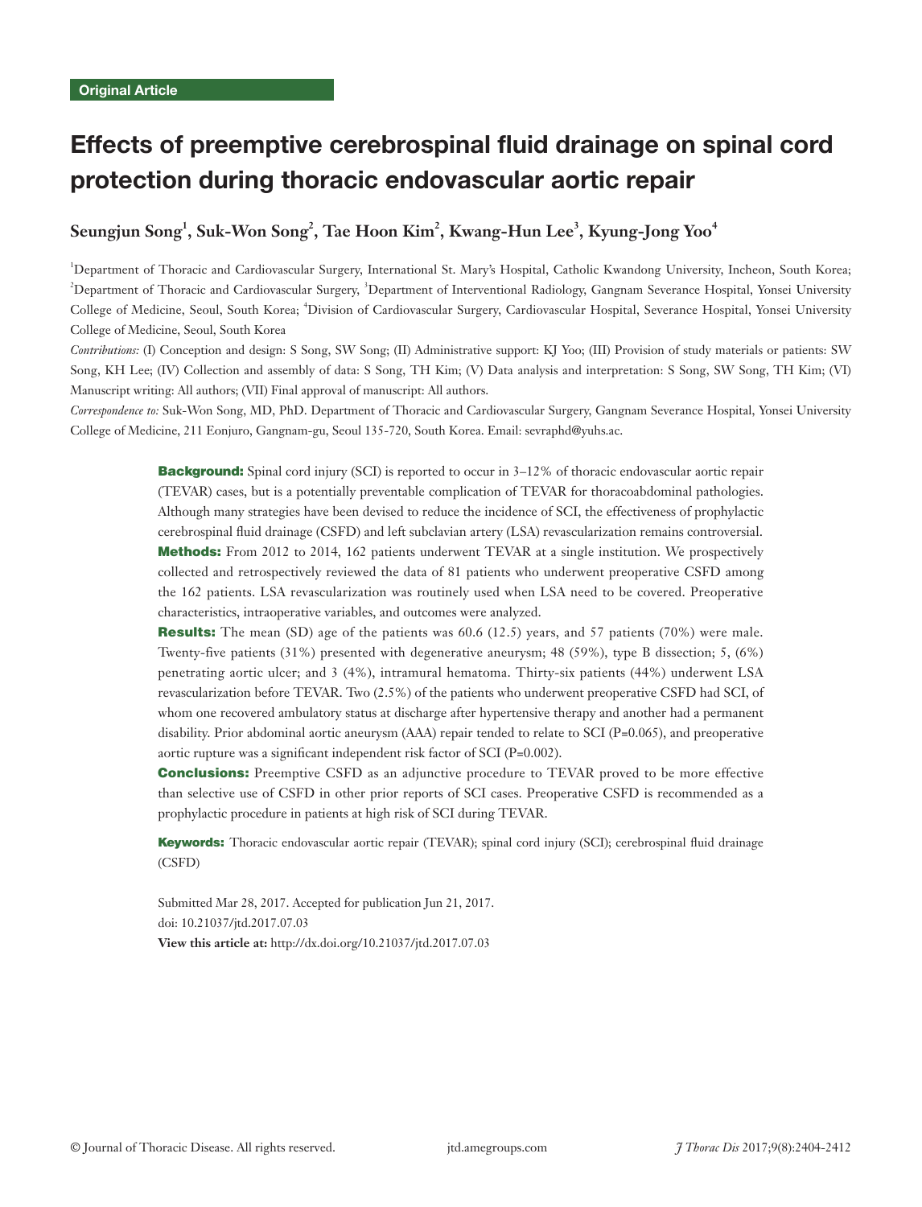Original Article

# Effects of preemptive cerebrospinal fluid drainage on spinal cord protection during thoracic endovascular aortic repair

**Seungjun Song[1], Suk-Won Song[2], Tae Hoon Kim[2], Kwang-Hun Lee[3], Kyung-Jong Yoo[4]**

[1]Department of Thoracic and Cardiovascular Surgery, International St. Mary's Hospital, Catholic Kwandong University, Incheon, South Korea; [2]Department of Thoracic and Cardiovascular Surgery, [3]Department of Interventional Radiology, Gangnam Severance Hospital, Yonsei University College of Medicine, Seoul, South Korea; [4]Division of Cardiovascular Surgery, Cardiovascular Hospital, Severance Hospital, Yonsei University College of Medicine, Seoul, South Korea

*Contributions:* (I) Conception and design: S Song, SW Song; (II) Administrative support: KJ Yoo; (III) Provision of study materials or patients: SW Song, KH Lee; (IV) Collection and assembly of data: S Song, TH Kim; (V) Data analysis and interpretation: S Song, SW Song, TH Kim; (VI) Manuscript writing: All authors; (VII) Final approval of manuscript: All authors.

*Correspondence to:* Suk-Won Song, MD, PhD. Department of Thoracic and Cardiovascular Surgery, Gangnam Severance Hospital, Yonsei University College of Medicine, 211 Eonjuro, Gangnam-gu, Seoul 135-720, South Korea. Email: sevraphd@yuhs.ac.

**Background:** Spinal cord injury (SCI) is reported to occur in 3–12% of thoracic endovascular aortic repair (TEVAR) cases, but is a potentially preventable complication of TEVAR for thoracoabdominal pathologies. Although many strategies have been devised to reduce the incidence of SCI, the effectiveness of prophylactic cerebrospinal fluid drainage (CSFD) and left subclavian artery (LSA) revascularization remains controversial.

**Methods:** From 2012 to 2014, 162 patients underwent TEVAR at a single institution. We prospectively collected and retrospectively reviewed the data of 81 patients who underwent preoperative CSFD among the 162 patients. LSA revascularization was routinely used when LSA need to be covered. Preoperative characteristics, intraoperative variables, and outcomes were analyzed.

**Results:** The mean (SD) age of the patients was 60.6 (12.5) years, and 57 patients (70%) were male. Twenty-five patients (31%) presented with degenerative aneurysm; 48 (59%), type B dissection; 5, (6%) penetrating aortic ulcer; and 3 (4%), intramural hematoma. Thirty-six patients (44%) underwent LSA revascularization before TEVAR. Two (2.5%) of the patients who underwent preoperative CSFD had SCI, of whom one recovered ambulatory status at discharge after hypertensive therapy and another had a permanent disability. Prior abdominal aortic aneurysm (AAA) repair tended to relate to SCI (P=0.065), and preoperative aortic rupture was a significant independent risk factor of SCI (P=0.002).

**Conclusions:** Preemptive CSFD as an adjunctive procedure to TEVAR proved to be more effective than selective use of CSFD in other prior reports of SCI cases. Preoperative CSFD is recommended as a prophylactic procedure in patients at high risk of SCI during TEVAR.

**Keywords:** Thoracic endovascular aortic repair (TEVAR); spinal cord injury (SCI); cerebrospinal fluid drainage (CSFD)

Submitted Mar 28, 2017. Accepted for publication Jun 21, 2017.
doi: 10.21037/jtd.2017.07.03
**View this article at:** http://dx.doi.org/10.21037/jtd.2017.07.03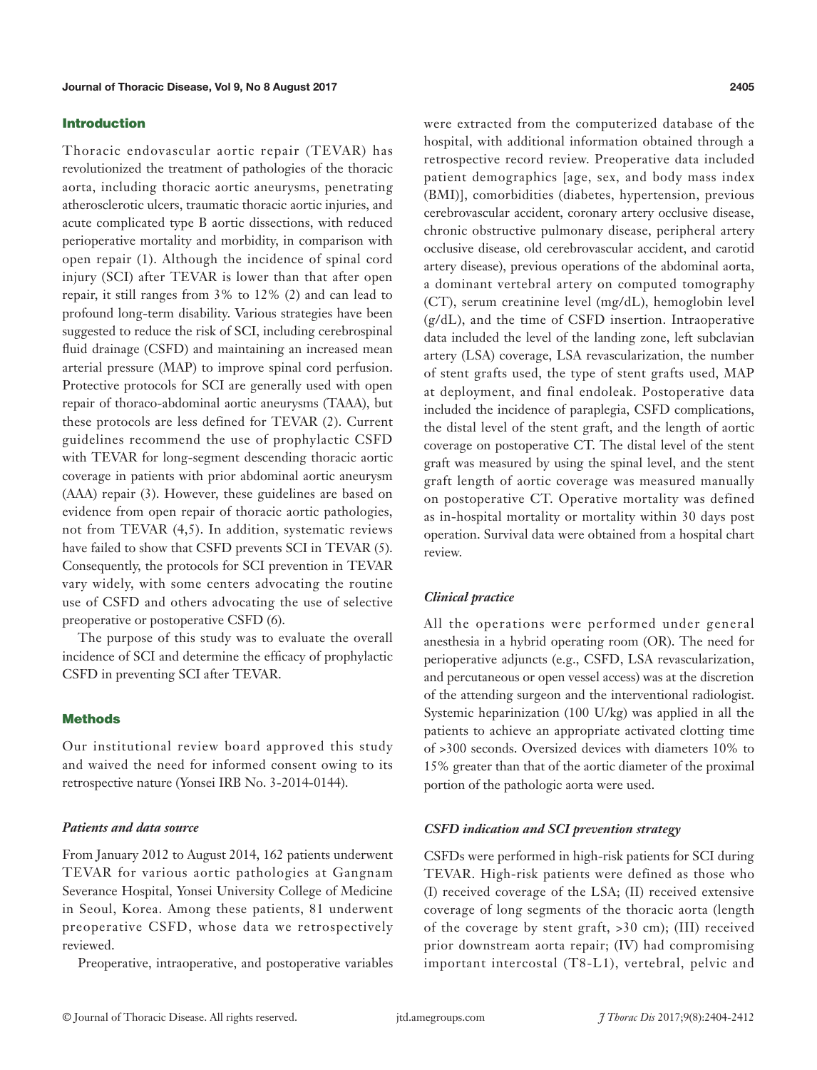## Introduction

Thoracic endovascular aortic repair (TEVAR) has revolutionized the treatment of pathologies of the thoracic aorta, including thoracic aortic aneurysms, penetrating atherosclerotic ulcers, traumatic thoracic aortic injuries, and acute complicated type B aortic dissections, with reduced perioperative mortality and morbidity, in comparison with open repair (1). Although the incidence of spinal cord injury (SCI) after TEVAR is lower than that after open repair, it still ranges from 3% to 12% (2) and can lead to profound long-term disability. Various strategies have been suggested to reduce the risk of SCI, including cerebrospinal fluid drainage (CSFD) and maintaining an increased mean arterial pressure (MAP) to improve spinal cord perfusion. Protective protocols for SCI are generally used with open repair of thoraco-abdominal aortic aneurysms (TAAA), but these protocols are less defined for TEVAR (2). Current guidelines recommend the use of prophylactic CSFD with TEVAR for long-segment descending thoracic aortic coverage in patients with prior abdominal aortic aneurysm (AAA) repair (3). However, these guidelines are based on evidence from open repair of thoracic aortic pathologies, not from TEVAR (4,5). In addition, systematic reviews have failed to show that CSFD prevents SCI in TEVAR (5). Consequently, the protocols for SCI prevention in TEVAR vary widely, with some centers advocating the routine use of CSFD and others advocating the use of selective preoperative or postoperative CSFD (6).

The purpose of this study was to evaluate the overall incidence of SCI and determine the efficacy of prophylactic CSFD in preventing SCI after TEVAR.

## Methods

Our institutional review board approved this study and waived the need for informed consent owing to its retrospective nature (Yonsei IRB No. 3-2014-0144).

### *Patients and data source*

From January 2012 to August 2014, 162 patients underwent TEVAR for various aortic pathologies at Gangnam Severance Hospital, Yonsei University College of Medicine in Seoul, Korea. Among these patients, 81 underwent preoperative CSFD, whose data we retrospectively reviewed.

Preoperative, intraoperative, and postoperative variables were extracted from the computerized database of the hospital, with additional information obtained through a retrospective record review. Preoperative data included patient demographics [age, sex, and body mass index (BMI)], comorbidities (diabetes, hypertension, previous cerebrovascular accident, coronary artery occlusive disease, chronic obstructive pulmonary disease, peripheral artery occlusive disease, old cerebrovascular accident, and carotid artery disease), previous operations of the abdominal aorta, a dominant vertebral artery on computed tomography (CT), serum creatinine level (mg/dL), hemoglobin level (g/dL), and the time of CSFD insertion. Intraoperative data included the level of the landing zone, left subclavian artery (LSA) coverage, LSA revascularization, the number of stent grafts used, the type of stent grafts used, MAP at deployment, and final endoleak. Postoperative data included the incidence of paraplegia, CSFD complications, the distal level of the stent graft, and the length of aortic coverage on postoperative CT. The distal level of the stent graft was measured by using the spinal level, and the stent graft length of aortic coverage was measured manually on postoperative CT. Operative mortality was defined as in-hospital mortality or mortality within 30 days post operation. Survival data were obtained from a hospital chart review.

### *Clinical practice*

All the operations were performed under general anesthesia in a hybrid operating room (OR). The need for perioperative adjuncts (e.g., CSFD, LSA revascularization, and percutaneous or open vessel access) was at the discretion of the attending surgeon and the interventional radiologist. Systemic heparinization (100 U/kg) was applied in all the patients to achieve an appropriate activated clotting time of >300 seconds. Oversized devices with diameters 10% to 15% greater than that of the aortic diameter of the proximal portion of the pathologic aorta were used.

### *CSFD indication and SCI prevention strategy*

CSFDs were performed in high-risk patients for SCI during TEVAR. High-risk patients were defined as those who (I) received coverage of the LSA; (II) received extensive coverage of long segments of the thoracic aorta (length of the coverage by stent graft, >30 cm); (III) received prior downstream aorta repair; (IV) had compromising important intercostal (T8-L1), vertebral, pelvic and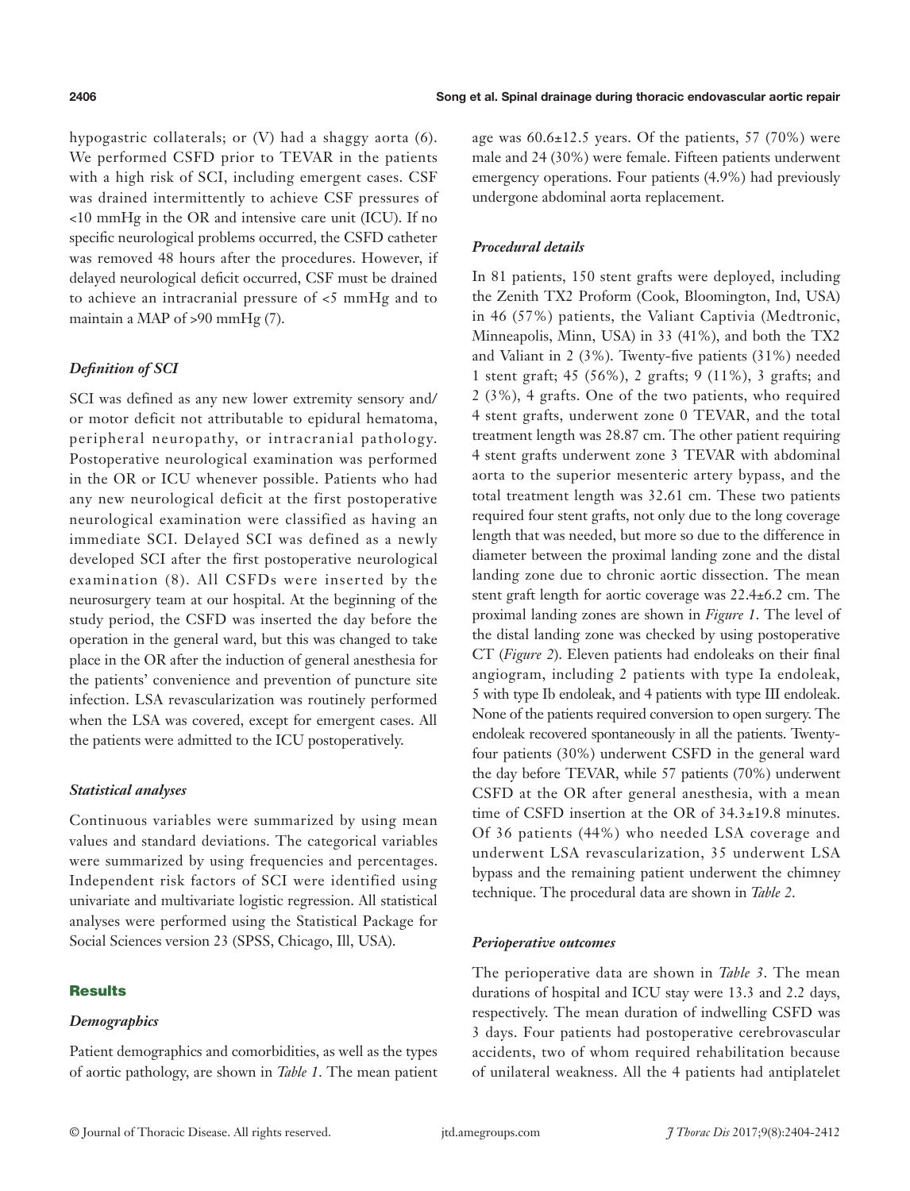hypogastric collaterals; or (V) had a shaggy aorta (6). We performed CSFD prior to TEVAR in the patients with a high risk of SCI, including emergent cases. CSF was drained intermittently to achieve CSF pressures of <10 mmHg in the OR and intensive care unit (ICU). If no specific neurological problems occurred, the CSFD catheter was removed 48 hours after the procedures. However, if delayed neurological deficit occurred, CSF must be drained to achieve an intracranial pressure of <5 mmHg and to maintain a MAP of >90 mmHg (7).

### *Definition of SCI*

SCI was defined as any new lower extremity sensory and/or motor deficit not attributable to epidural hematoma, peripheral neuropathy, or intracranial pathology. Postoperative neurological examination was performed in the OR or ICU whenever possible. Patients who had any new neurological deficit at the first postoperative neurological examination were classified as having an immediate SCI. Delayed SCI was defined as a newly developed SCI after the first postoperative neurological examination (8). All CSFDs were inserted by the neurosurgery team at our hospital. At the beginning of the study period, the CSFD was inserted the day before the operation in the general ward, but this was changed to take place in the OR after the induction of general anesthesia for the patients' convenience and prevention of puncture site infection. LSA revascularization was routinely performed when the LSA was covered, except for emergent cases. All the patients were admitted to the ICU postoperatively.

### *Statistical analyses*

Continuous variables were summarized by using mean values and standard deviations. The categorical variables were summarized by using frequencies and percentages. Independent risk factors of SCI were identified using univariate and multivariate logistic regression. All statistical analyses were performed using the Statistical Package for Social Sciences version 23 (SPSS, Chicago, Ill, USA).

## Results

### *Demographics*

Patient demographics and comorbidities, as well as the types of aortic pathology, are shown in *Table 1*. The mean patient age was 60.6±12.5 years. Of the patients, 57 (70%) were male and 24 (30%) were female. Fifteen patients underwent emergency operations. Four patients (4.9%) had previously undergone abdominal aorta replacement.

### *Procedural details*

In 81 patients, 150 stent grafts were deployed, including the Zenith TX2 Proform (Cook, Bloomington, Ind, USA) in 46 (57%) patients, the Valiant Captivia (Medtronic, Minneapolis, Minn, USA) in 33 (41%), and both the TX2 and Valiant in 2 (3%). Twenty-five patients (31%) needed 1 stent graft; 45 (56%), 2 grafts; 9 (11%), 3 grafts; and 2 (3%), 4 grafts. One of the two patients, who required 4 stent grafts, underwent zone 0 TEVAR, and the total treatment length was 28.87 cm. The other patient requiring 4 stent grafts underwent zone 3 TEVAR with abdominal aorta to the superior mesenteric artery bypass, and the total treatment length was 32.61 cm. These two patients required four stent grafts, not only due to the long coverage length that was needed, but more so due to the difference in diameter between the proximal landing zone and the distal landing zone due to chronic aortic dissection. The mean stent graft length for aortic coverage was 22.4±6.2 cm. The proximal landing zones are shown in *Figure 1*. The level of the distal landing zone was checked by using postoperative CT (*Figure 2*). Eleven patients had endoleaks on their final angiogram, including 2 patients with type Ia endoleak, 5 with type Ib endoleak, and 4 patients with type III endoleak. None of the patients required conversion to open surgery. The endoleak recovered spontaneously in all the patients. Twenty-four patients (30%) underwent CSFD in the general ward the day before TEVAR, while 57 patients (70%) underwent CSFD at the OR after general anesthesia, with a mean time of CSFD insertion at the OR of 34.3±19.8 minutes. Of 36 patients (44%) who needed LSA coverage and underwent LSA revascularization, 35 underwent LSA bypass and the remaining patient underwent the chimney technique. The procedural data are shown in *Table 2*.

### *Perioperative outcomes*

The perioperative data are shown in *Table 3*. The mean durations of hospital and ICU stay were 13.3 and 2.2 days, respectively. The mean duration of indwelling CSFD was 3 days. Four patients had postoperative cerebrovascular accidents, two of whom required rehabilitation because of unilateral weakness. All the 4 patients had antiplatelet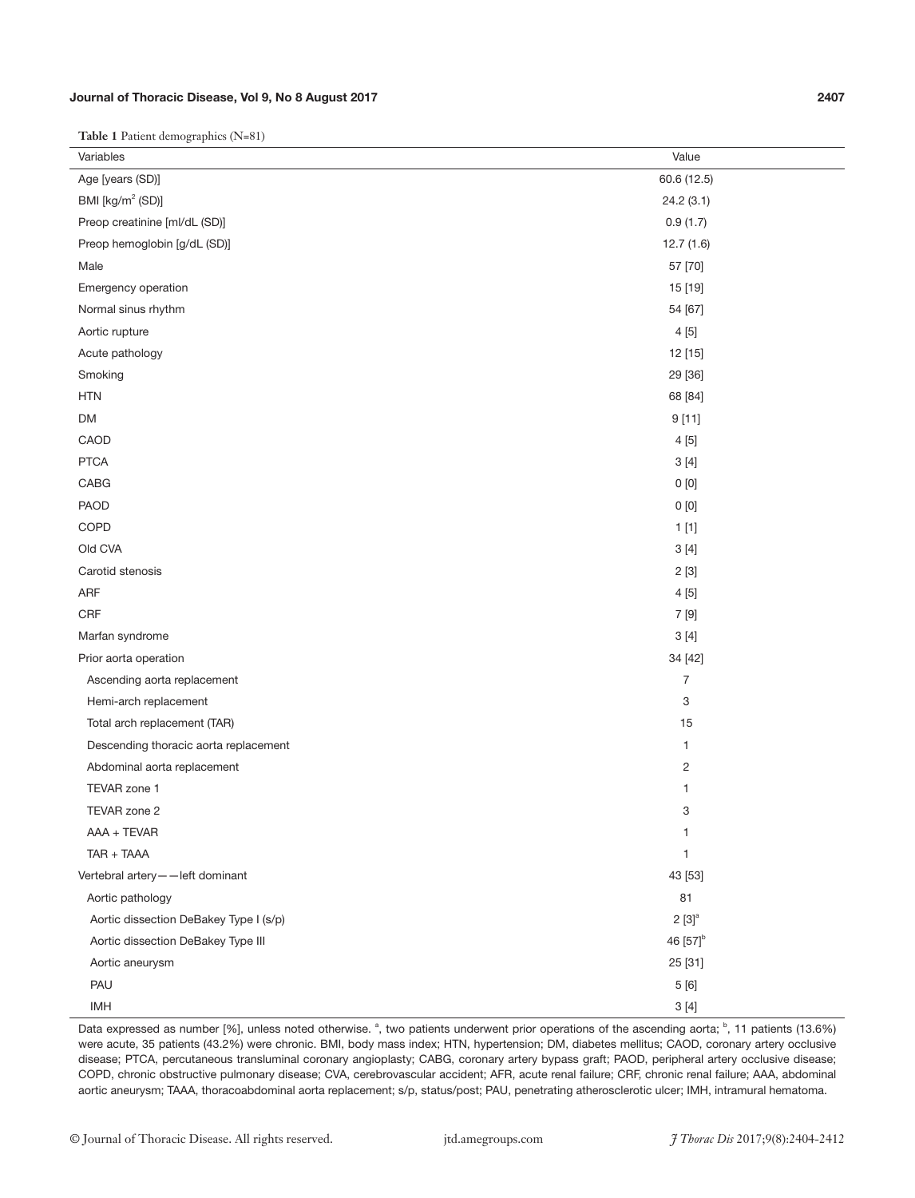**Table 1** Patient demographics (N=81)

| Variables | Value |
|---|---|
| Age [years (SD)] | 60.6 (12.5) |
| BMI [kg/m$^2$ (SD)] | 24.2 (3.1) |
| Preop creatinine [ml/dL (SD)] | 0.9 (1.7) |
| Preop hemoglobin [g/dL (SD)] | 12.7 (1.6) |
| Male | 57 [70] |
| Emergency operation | 15 [19] |
| Normal sinus rhythm | 54 [67] |
| Aortic rupture | 4 [5] |
| Acute pathology | 12 [15] |
| Smoking | 29 [36] |
| HTN | 68 [84] |
| DM | 9 [11] |
| CAOD | 4 [5] |
| PTCA | 3 [4] |
| CABG | 0 [0] |
| PAOD | 0 [0] |
| COPD | 1 [1] |
| Old CVA | 3 [4] |
| Carotid stenosis | 2 [3] |
| ARF | 4 [5] |
| CRF | 7 [9] |
| Marfan syndrome | 3 [4] |
| Prior aorta operation | 34 [42] |
| Ascending aorta replacement | 7 |
| Hemi-arch replacement | 3 |
| Total arch replacement (TAR) | 15 |
| Descending thoracic aorta replacement | 1 |
| Abdominal aorta replacement | 2 |
| TEVAR zone 1 | 1 |
| TEVAR zone 2 | 3 |
| AAA + TEVAR | 1 |
| TAR + TAAA | 1 |
| Vertebral artery——left dominant | 43 [53] |
| Aortic pathology | 81 |
| Aortic dissection DeBakey Type I (s/p) | 2 [3][a] |
| Aortic dissection DeBakey Type III | 46 [57][b] |
| Aortic aneurysm | 25 [31] |
| PAU | 5 [6] |
| IMH | 3 [4] |

Data expressed as number [%], unless noted otherwise. [a], two patients underwent prior operations of the ascending aorta; [b], 11 patients (13.6%) were acute, 35 patients (43.2%) were chronic. BMI, body mass index; HTN, hypertension; DM, diabetes mellitus; CAOD, coronary artery occlusive disease; PTCA, percutaneous transluminal coronary angioplasty; CABG, coronary artery bypass graft; PAOD, peripheral artery occlusive disease; COPD, chronic obstructive pulmonary disease; CVA, cerebrovascular accident; AFR, acute renal failure; CRF, chronic renal failure; AAA, abdominal aortic aneurysm; TAAA, thoracoabdominal aorta replacement; s/p, status/post; PAU, penetrating atherosclerotic ulcer; IMH, intramural hematoma.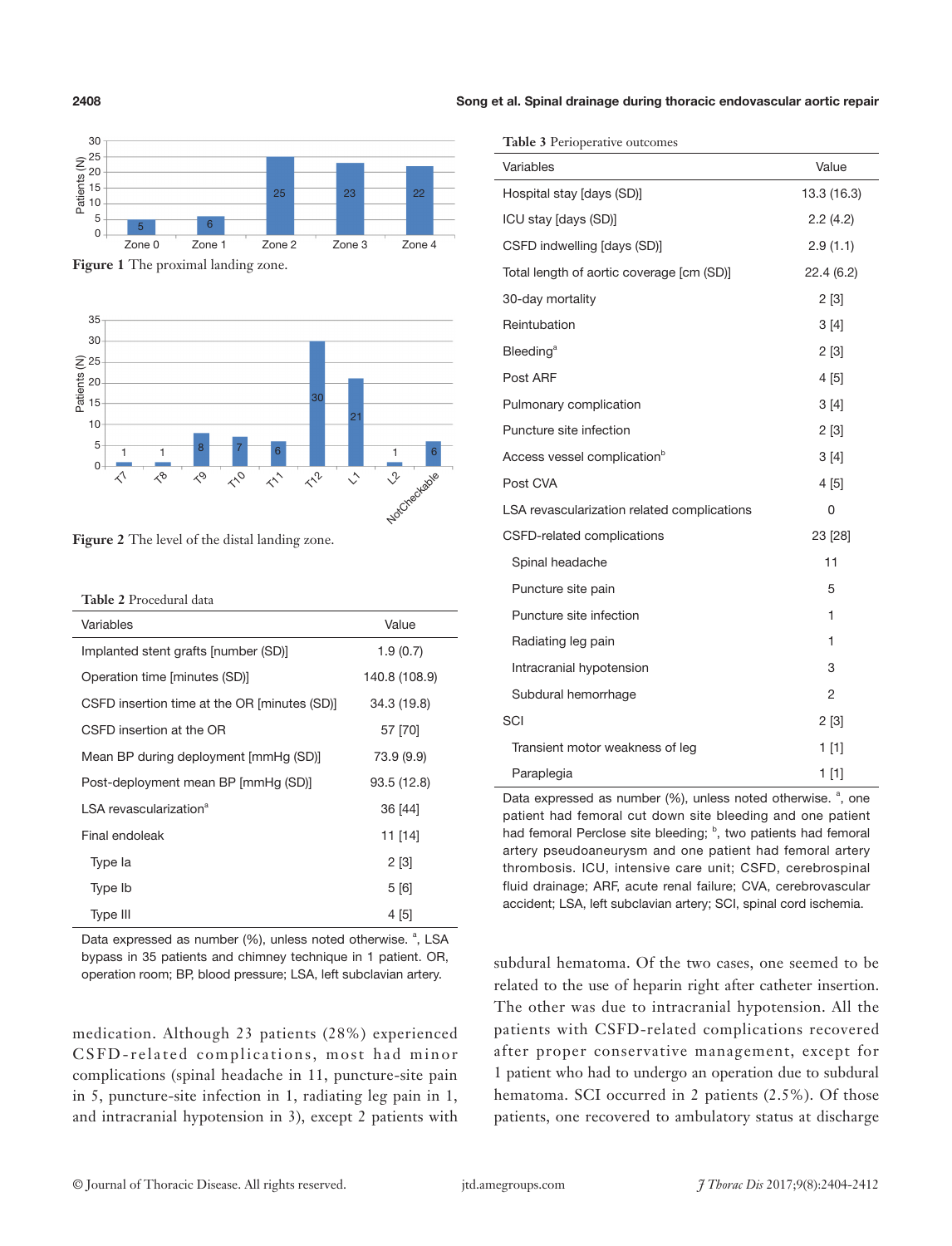Figure 1 The proximal landing zone.

Figure 2 The level of the distal landing zone.

**Table 2** Procedural data

| Variables | Value |
|---|---|
| Implanted stent grafts [number (SD)] | 1.9 (0.7) |
| Operation time [minutes (SD)] | 140.8 (108.9) |
| CSFD insertion time at the OR [minutes (SD)] | 34.3 (19.8) |
| CSFD insertion at the OR | 57 [70] |
| Mean BP during deployment [mmHg (SD)] | 73.9 (9.9) |
| Post-deployment mean BP [mmHg (SD)] | 93.5 (12.8) |
| LSA revascularization[a] | 36 [44] |
| Final endoleak | 11 [14] |
| Type Ia | 2 [3] |
| Type Ib | 5 [6] |
| Type III | 4 [5] |

Data expressed as number (%), unless noted otherwise. [a], LSA bypass in 35 patients and chimney technique in 1 patient. OR, operation room; BP, blood pressure; LSA, left subclavian artery.

medication. Although 23 patients (28%) experienced CSFD-related complications, most had minor complications (spinal headache in 11, puncture-site pain in 5, puncture-site infection in 1, radiating leg pain in 1, and intracranial hypotension in 3), except 2 patients with subdural hematoma. Of the two cases, one seemed to be related to the use of heparin right after catheter insertion. The other was due to intracranial hypotension. All the patients with CSFD-related complications recovered after proper conservative management, except for 1 patient who had to undergo an operation due to subdural hematoma. SCI occurred in 2 patients (2.5%). Of those patients, one recovered to ambulatory status at discharge

**Table 3** Perioperative outcomes

| Variables | Value |
|---|---|
| Hospital stay [days (SD)] | 13.3 (16.3) |
| ICU stay [days (SD)] | 2.2 (4.2) |
| CSFD indwelling [days (SD)] | 2.9 (1.1) |
| Total length of aortic coverage [cm (SD)] | 22.4 (6.2) |
| 30-day mortality | 2 [3] |
| Reintubation | 3 [4] |
| Bleeding[a] | 2 [3] |
| Post ARF | 4 [5] |
| Pulmonary complication | 3 [4] |
| Puncture site infection | 2 [3] |
| Access vessel complication[b] | 3 [4] |
| Post CVA | 4 [5] |
| LSA revascularization related complications | 0 |
| CSFD-related complications | 23 [28] |
| Spinal headache | 11 |
| Puncture site pain | 5 |
| Puncture site infection | 1 |
| Radiating leg pain | 1 |
| Intracranial hypotension | 3 |
| Subdural hemorrhage | 2 |
| SCI | 2 [3] |
| Transient motor weakness of leg | 1 [1] |
| Paraplegia | 1 [1] |

Data expressed as number (%), unless noted otherwise. [a], one patient had femoral cut down site bleeding and one patient had femoral Perclose site bleeding; [b], two patients had femoral artery pseudoaneurysm and one patient had femoral artery thrombosis. ICU, intensive care unit; CSFD, cerebrospinal fluid drainage; ARF, acute renal failure; CVA, cerebrovascular accident; LSA, left subclavian artery; SCI, spinal cord ischemia.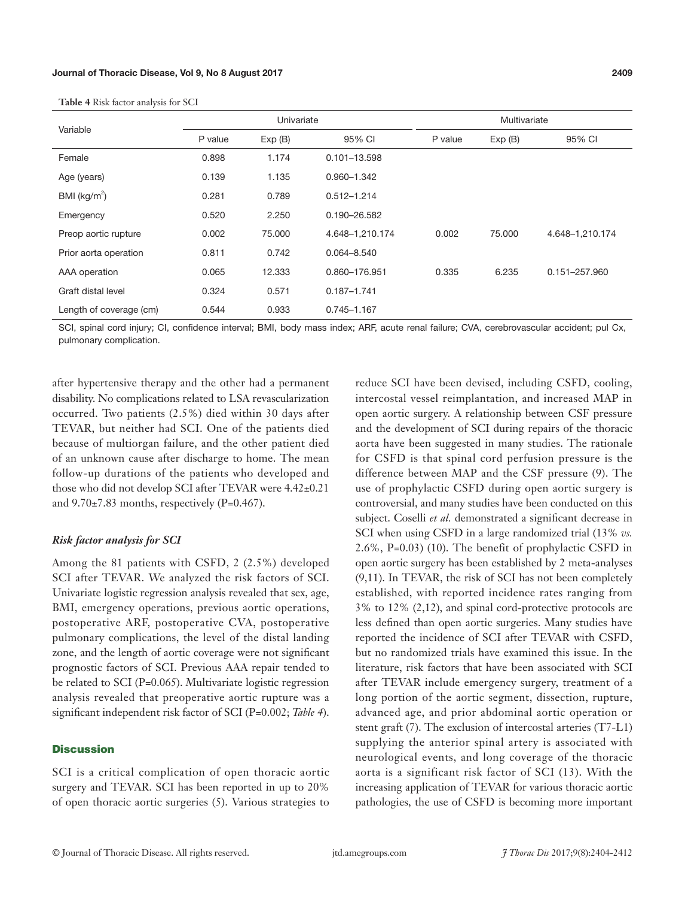**Table 4** Risk factor analysis for SCI

| Variable | Univariate | | | Multivariate | | |
|---|---|---|---|---|---|---|
| | P value | Exp (B) | 95% CI | P value | Exp (B) | 95% CI |
| Female | 0.898 | 1.174 | 0.101–13.598 | | | |
| Age (years) | 0.139 | 1.135 | 0.960–1.342 | | | |
| BMI (kg/m$^2$) | 0.281 | 0.789 | 0.512–1.214 | | | |
| Emergency | 0.520 | 2.250 | 0.190–26.582 | | | |
| Preop aortic rupture | 0.002 | 75.000 | 4.648–1,210.174 | 0.002 | 75.000 | 4.648–1,210.174 |
| Prior aorta operation | 0.811 | 0.742 | 0.064–8.540 | | | |
| AAA operation | 0.065 | 12.333 | 0.860–176.951 | 0.335 | 6.235 | 0.151–257.960 |
| Graft distal level | 0.324 | 0.571 | 0.187–1.741 | | | |
| Length of coverage (cm) | 0.544 | 0.933 | 0.745–1.167 | | | |

SCI, spinal cord injury; CI, confidence interval; BMI, body mass index; ARF, acute renal failure; CVA, cerebrovascular accident; pul Cx, pulmonary complication.

after hypertensive therapy and the other had a permanent disability. No complications related to LSA revascularization occurred. Two patients (2.5%) died within 30 days after TEVAR, but neither had SCI. One of the patients died because of multiorgan failure, and the other patient died of an unknown cause after discharge to home. The mean follow-up durations of the patients who developed and those who did not develop SCI after TEVAR were 4.42±0.21 and 9.70±7.83 months, respectively (P=0.467).

### *Risk factor analysis for SCI*

Among the 81 patients with CSFD, 2 (2.5%) developed SCI after TEVAR. We analyzed the risk factors of SCI. Univariate logistic regression analysis revealed that sex, age, BMI, emergency operations, previous aortic operations, postoperative ARF, postoperative CVA, postoperative pulmonary complications, the level of the distal landing zone, and the length of aortic coverage were not significant prognostic factors of SCI. Previous AAA repair tended to be related to SCI (P=0.065). Multivariate logistic regression analysis revealed that preoperative aortic rupture was a significant independent risk factor of SCI (P=0.002; *Table 4*).

## Discussion

SCI is a critical complication of open thoracic aortic surgery and TEVAR. SCI has been reported in up to 20% of open thoracic aortic surgeries (5). Various strategies to reduce SCI have been devised, including CSFD, cooling, intercostal vessel reimplantation, and increased MAP in open aortic surgery. A relationship between CSF pressure and the development of SCI during repairs of the thoracic aorta have been suggested in many studies. The rationale for CSFD is that spinal cord perfusion pressure is the difference between MAP and the CSF pressure (9). The use of prophylactic CSFD during open aortic surgery is controversial, and many studies have been conducted on this subject. Coselli *et al.* demonstrated a significant decrease in SCI when using CSFD in a large randomized trial (13% *vs.* 2.6%, P=0.03) (10). The benefit of prophylactic CSFD in open aortic surgery has been established by 2 meta-analyses (9,11). In TEVAR, the risk of SCI has not been completely established, with reported incidence rates ranging from 3% to 12% (2,12), and spinal cord-protective protocols are less defined than open aortic surgeries. Many studies have reported the incidence of SCI after TEVAR with CSFD, but no randomized trials have examined this issue. In the literature, risk factors that have been associated with SCI after TEVAR include emergency surgery, treatment of a long portion of the aortic segment, dissection, rupture, advanced age, and prior abdominal aortic operation or stent graft (7). The exclusion of intercostal arteries (T7-L1) supplying the anterior spinal artery is associated with neurological events, and long coverage of the thoracic aorta is a significant risk factor of SCI (13). With the increasing application of TEVAR for various thoracic aortic pathologies, the use of CSFD is becoming more important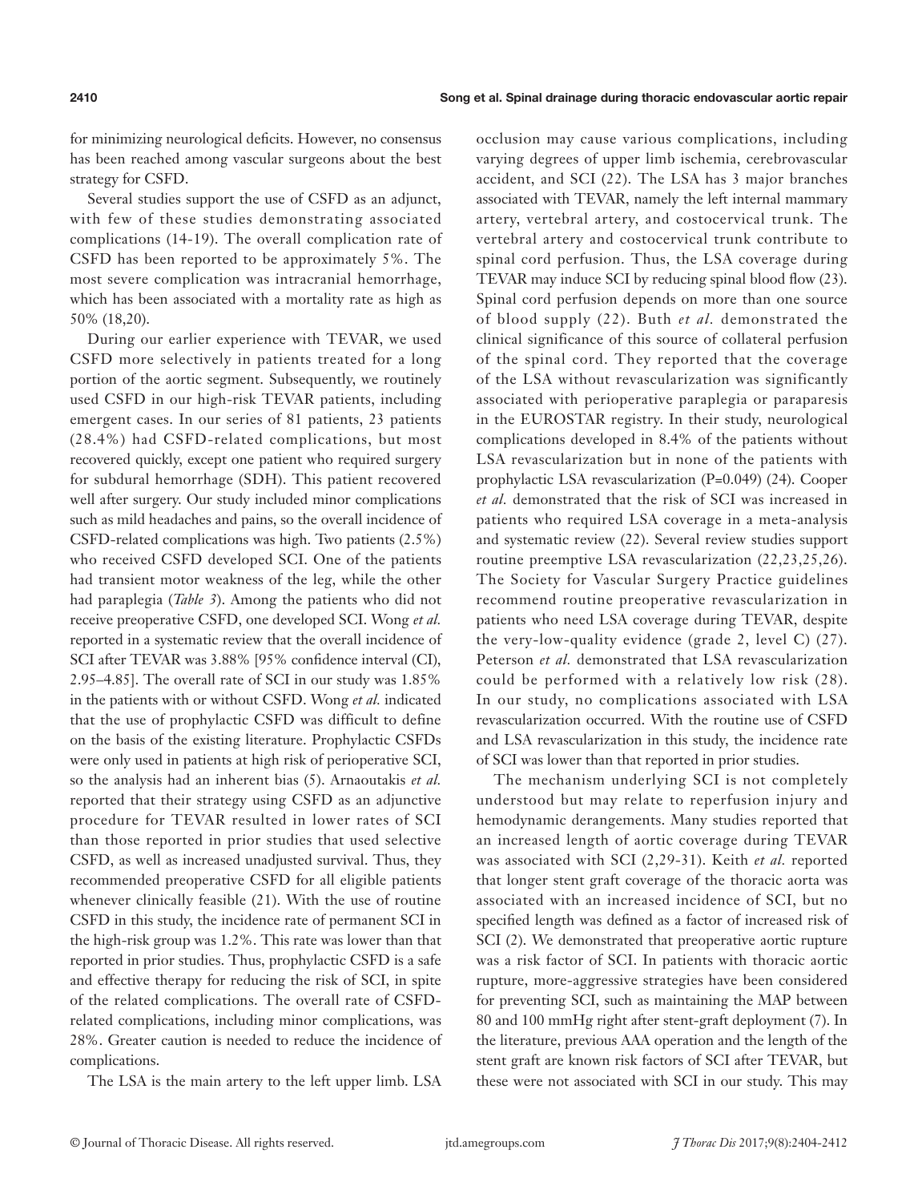for minimizing neurological deficits. However, no consensus has been reached among vascular surgeons about the best strategy for CSFD.

Several studies support the use of CSFD as an adjunct, with few of these studies demonstrating associated complications (14-19). The overall complication rate of CSFD has been reported to be approximately 5%. The most severe complication was intracranial hemorrhage, which has been associated with a mortality rate as high as 50% (18,20).

During our earlier experience with TEVAR, we used CSFD more selectively in patients treated for a long portion of the aortic segment. Subsequently, we routinely used CSFD in our high-risk TEVAR patients, including emergent cases. In our series of 81 patients, 23 patients (28.4%) had CSFD-related complications, but most recovered quickly, except one patient who required surgery for subdural hemorrhage (SDH). This patient recovered well after surgery. Our study included minor complications such as mild headaches and pains, so the overall incidence of CSFD-related complications was high. Two patients (2.5%) who received CSFD developed SCI. One of the patients had transient motor weakness of the leg, while the other had paraplegia (*Table 3*). Among the patients who did not receive preoperative CSFD, one developed SCI. Wong *et al.* reported in a systematic review that the overall incidence of SCI after TEVAR was 3.88% [95% confidence interval (CI), 2.95–4.85]. The overall rate of SCI in our study was 1.85% in the patients with or without CSFD. Wong *et al.* indicated that the use of prophylactic CSFD was difficult to define on the basis of the existing literature. Prophylactic CSFDs were only used in patients at high risk of perioperative SCI, so the analysis had an inherent bias (5). Arnaoutakis *et al.* reported that their strategy using CSFD as an adjunctive procedure for TEVAR resulted in lower rates of SCI than those reported in prior studies that used selective CSFD, as well as increased unadjusted survival. Thus, they recommended preoperative CSFD for all eligible patients whenever clinically feasible (21). With the use of routine CSFD in this study, the incidence rate of permanent SCI in the high-risk group was 1.2%. This rate was lower than that reported in prior studies. Thus, prophylactic CSFD is a safe and effective therapy for reducing the risk of SCI, in spite of the related complications. The overall rate of CSFD-related complications, including minor complications, was 28%. Greater caution is needed to reduce the incidence of complications.

The LSA is the main artery to the left upper limb. LSA occlusion may cause various complications, including varying degrees of upper limb ischemia, cerebrovascular accident, and SCI (22). The LSA has 3 major branches associated with TEVAR, namely the left internal mammary artery, vertebral artery, and costocervical trunk. The vertebral artery and costocervical trunk contribute to spinal cord perfusion. Thus, the LSA coverage during TEVAR may induce SCI by reducing spinal blood flow (23). Spinal cord perfusion depends on more than one source of blood supply (22). Buth *et al.* demonstrated the clinical significance of this source of collateral perfusion of the spinal cord. They reported that the coverage of the LSA without revascularization was significantly associated with perioperative paraplegia or paraparesis in the EUROSTAR registry. In their study, neurological complications developed in 8.4% of the patients without LSA revascularization but in none of the patients with prophylactic LSA revascularization (P=0.049) (24). Cooper *et al.* demonstrated that the risk of SCI was increased in patients who required LSA coverage in a meta-analysis and systematic review (22). Several review studies support routine preemptive LSA revascularization (22,23,25,26). The Society for Vascular Surgery Practice guidelines recommend routine preoperative revascularization in patients who need LSA coverage during TEVAR, despite the very-low-quality evidence (grade 2, level C) (27). Peterson *et al.* demonstrated that LSA revascularization could be performed with a relatively low risk (28). In our study, no complications associated with LSA revascularization occurred. With the routine use of CSFD and LSA revascularization in this study, the incidence rate of SCI was lower than that reported in prior studies.

The mechanism underlying SCI is not completely understood but may relate to reperfusion injury and hemodynamic derangements. Many studies reported that an increased length of aortic coverage during TEVAR was associated with SCI (2,29-31). Keith *et al.* reported that longer stent graft coverage of the thoracic aorta was associated with an increased incidence of SCI, but no specified length was defined as a factor of increased risk of SCI (2). We demonstrated that preoperative aortic rupture was a risk factor of SCI. In patients with thoracic aortic rupture, more-aggressive strategies have been considered for preventing SCI, such as maintaining the MAP between 80 and 100 mmHg right after stent-graft deployment (7). In the literature, previous AAA operation and the length of the stent graft are known risk factors of SCI after TEVAR, but these were not associated with SCI in our study. This may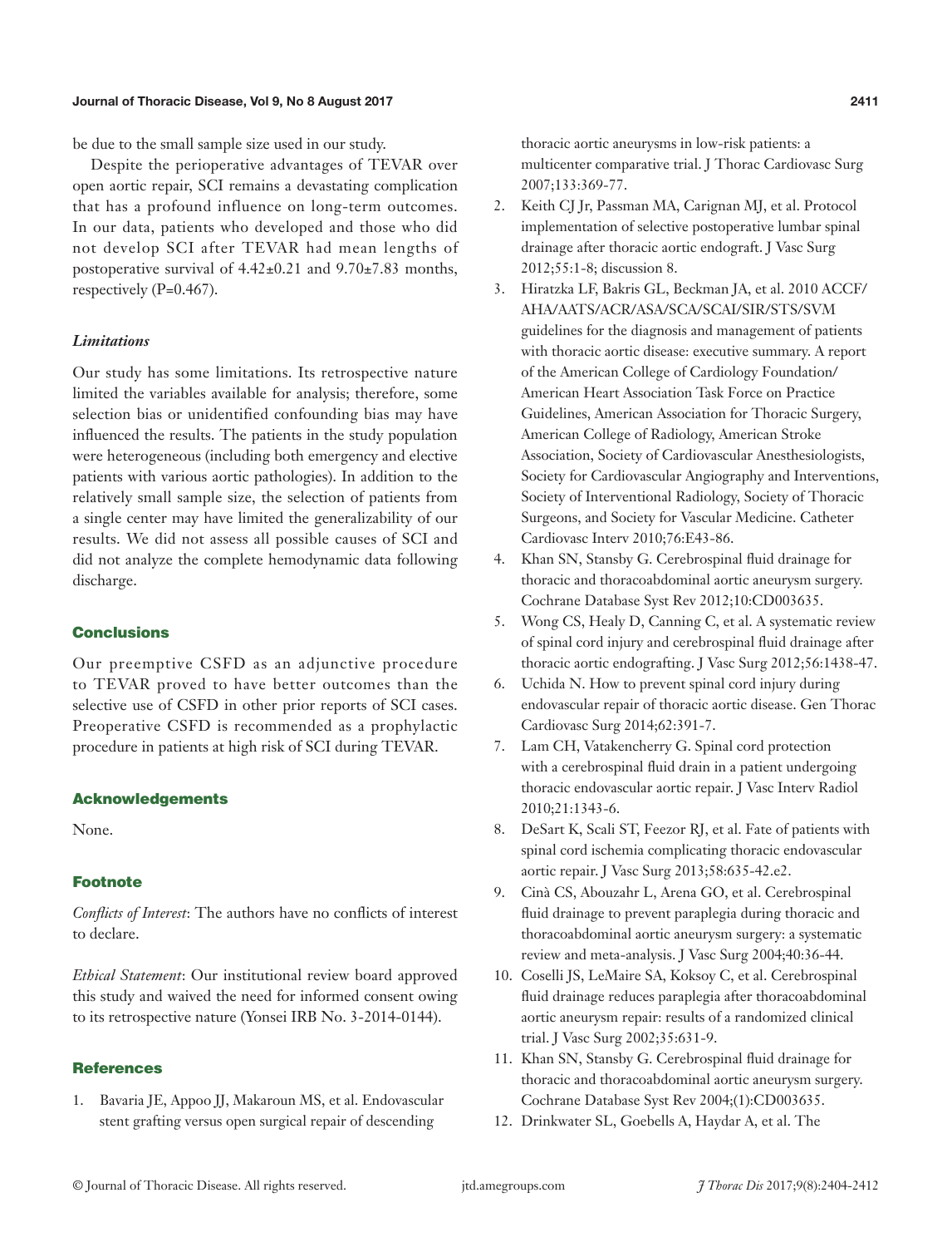be due to the small sample size used in our study.

Despite the perioperative advantages of TEVAR over open aortic repair, SCI remains a devastating complication that has a profound influence on long-term outcomes. In our data, patients who developed and those who did not develop SCI after TEVAR had mean lengths of postoperative survival of 4.42±0.21 and 9.70±7.83 months, respectively (P=0.467).

### *Limitations*

Our study has some limitations. Its retrospective nature limited the variables available for analysis; therefore, some selection bias or unidentified confounding bias may have influenced the results. The patients in the study population were heterogeneous (including both emergency and elective patients with various aortic pathologies). In addition to the relatively small sample size, the selection of patients from a single center may have limited the generalizability of our results. We did not assess all possible causes of SCI and did not analyze the complete hemodynamic data following discharge.

## Conclusions

Our preemptive CSFD as an adjunctive procedure to TEVAR proved to have better outcomes than the selective use of CSFD in other prior reports of SCI cases. Preoperative CSFD is recommended as a prophylactic procedure in patients at high risk of SCI during TEVAR.

## Acknowledgements

None.

## Footnote

*Conflicts of Interest*: The authors have no conflicts of interest to declare.

*Ethical Statement*: Our institutional review board approved this study and waived the need for informed consent owing to its retrospective nature (Yonsei IRB No. 3-2014-0144).

## References

1. Bavaria JE, Appoo JJ, Makaroun MS, et al. Endovascular stent grafting versus open surgical repair of descending thoracic aortic aneurysms in low-risk patients: a multicenter comparative trial. J Thorac Cardiovasc Surg 2007;133:369-77.
2. Keith CJ Jr, Passman MA, Carignan MJ, et al. Protocol implementation of selective postoperative lumbar spinal drainage after thoracic aortic endograft. J Vasc Surg 2012;55:1-8; discussion 8.
3. Hiratzka LF, Bakris GL, Beckman JA, et al. 2010 ACCF/AHA/AATS/ACR/ASA/SCA/SCAI/SIR/STS/SVM guidelines for the diagnosis and management of patients with thoracic aortic disease: executive summary. A report of the American College of Cardiology Foundation/American Heart Association Task Force on Practice Guidelines, American Association for Thoracic Surgery, American College of Radiology, American Stroke Association, Society of Cardiovascular Anesthesiologists, Society for Cardiovascular Angiography and Interventions, Society of Interventional Radiology, Society of Thoracic Surgeons, and Society for Vascular Medicine. Catheter Cardiovasc Interv 2010;76:E43-86.
4. Khan SN, Stansby G. Cerebrospinal fluid drainage for thoracic and thoracoabdominal aortic aneurysm surgery. Cochrane Database Syst Rev 2012;10:CD003635.
5. Wong CS, Healy D, Canning C, et al. A systematic review of spinal cord injury and cerebrospinal fluid drainage after thoracic aortic endografting. J Vasc Surg 2012;56:1438-47.
6. Uchida N. How to prevent spinal cord injury during endovascular repair of thoracic aortic disease. Gen Thorac Cardiovasc Surg 2014;62:391-7.
7. Lam CH, Vatakencherry G. Spinal cord protection with a cerebrospinal fluid drain in a patient undergoing thoracic endovascular aortic repair. J Vasc Interv Radiol 2010;21:1343-6.
8. DeSart K, Scali ST, Feezor RJ, et al. Fate of patients with spinal cord ischemia complicating thoracic endovascular aortic repair. J Vasc Surg 2013;58:635-42.e2.
9. Cinà CS, Abouzahr L, Arena GO, et al. Cerebrospinal fluid drainage to prevent paraplegia during thoracic and thoracoabdominal aortic aneurysm surgery: a systematic review and meta-analysis. J Vasc Surg 2004;40:36-44.
10. Coselli JS, LeMaire SA, Koksoy C, et al. Cerebrospinal fluid drainage reduces paraplegia after thoracoabdominal aortic aneurysm repair: results of a randomized clinical trial. J Vasc Surg 2002;35:631-9.
11. Khan SN, Stansby G. Cerebrospinal fluid drainage for thoracic and thoracoabdominal aortic aneurysm surgery. Cochrane Database Syst Rev 2004;(1):CD003635.
12. Drinkwater SL, Goebells A, Haydar A, et al. The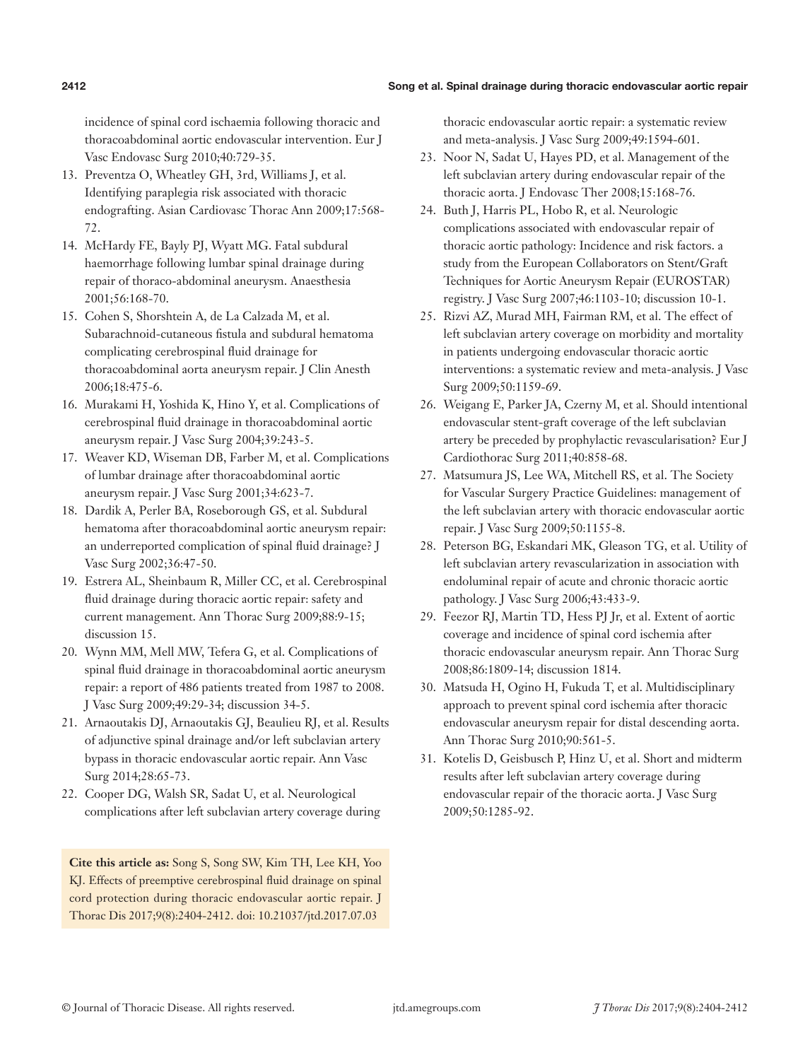incidence of spinal cord ischaemia following thoracic and thoracoabdominal aortic endovascular intervention. Eur J Vasc Endovasc Surg 2010;40:729-35.

13. Preventza O, Wheatley GH, 3rd, Williams J, et al. Identifying paraplegia risk associated with thoracic endografting. Asian Cardiovasc Thorac Ann 2009;17:568-72.
14. McHardy FE, Bayly PJ, Wyatt MG. Fatal subdural haemorrhage following lumbar spinal drainage during repair of thoraco-abdominal aneurysm. Anaesthesia 2001;56:168-70.
15. Cohen S, Shorshtein A, de La Calzada M, et al. Subarachnoid-cutaneous fistula and subdural hematoma complicating cerebrospinal fluid drainage for thoracoabdominal aorta aneurysm repair. J Clin Anesth 2006;18:475-6.
16. Murakami H, Yoshida K, Hino Y, et al. Complications of cerebrospinal fluid drainage in thoracoabdominal aortic aneurysm repair. J Vasc Surg 2004;39:243-5.
17. Weaver KD, Wiseman DB, Farber M, et al. Complications of lumbar drainage after thoracoabdominal aortic aneurysm repair. J Vasc Surg 2001;34:623-7.
18. Dardik A, Perler BA, Roseborough GS, et al. Subdural hematoma after thoracoabdominal aortic aneurysm repair: an underreported complication of spinal fluid drainage? J Vasc Surg 2002;36:47-50.
19. Estrera AL, Sheinbaum R, Miller CC, et al. Cerebrospinal fluid drainage during thoracic aortic repair: safety and current management. Ann Thorac Surg 2009;88:9-15; discussion 15.
20. Wynn MM, Mell MW, Tefera G, et al. Complications of spinal fluid drainage in thoracoabdominal aortic aneurysm repair: a report of 486 patients treated from 1987 to 2008. J Vasc Surg 2009;49:29-34; discussion 34-5.
21. Arnaoutakis DJ, Arnaoutakis GJ, Beaulieu RJ, et al. Results of adjunctive spinal drainage and/or left subclavian artery bypass in thoracic endovascular aortic repair. Ann Vasc Surg 2014;28:65-73.
22. Cooper DG, Walsh SR, Sadat U, et al. Neurological complications after left subclavian artery coverage during thoracic endovascular aortic repair: a systematic review and meta-analysis. J Vasc Surg 2009;49:1594-601.
23. Noor N, Sadat U, Hayes PD, et al. Management of the left subclavian artery during endovascular repair of the thoracic aorta. J Endovasc Ther 2008;15:168-76.
24. Buth J, Harris PL, Hobo R, et al. Neurologic complications associated with endovascular repair of thoracic aortic pathology: Incidence and risk factors. a study from the European Collaborators on Stent/Graft Techniques for Aortic Aneurysm Repair (EUROSTAR) registry. J Vasc Surg 2007;46:1103-10; discussion 10-1.
25. Rizvi AZ, Murad MH, Fairman RM, et al. The effect of left subclavian artery coverage on morbidity and mortality in patients undergoing endovascular thoracic aortic interventions: a systematic review and meta-analysis. J Vasc Surg 2009;50:1159-69.
26. Weigang E, Parker JA, Czerny M, et al. Should intentional endovascular stent-graft coverage of the left subclavian artery be preceded by prophylactic revascularisation? Eur J Cardiothorac Surg 2011;40:858-68.
27. Matsumura JS, Lee WA, Mitchell RS, et al. The Society for Vascular Surgery Practice Guidelines: management of the left subclavian artery with thoracic endovascular aortic repair. J Vasc Surg 2009;50:1155-8.
28. Peterson BG, Eskandari MK, Gleason TG, et al. Utility of left subclavian artery revascularization in association with endoluminal repair of acute and chronic thoracic aortic pathology. J Vasc Surg 2006;43:433-9.
29. Feezor RJ, Martin TD, Hess PJ Jr, et al. Extent of aortic coverage and incidence of spinal cord ischemia after thoracic endovascular aneurysm repair. Ann Thorac Surg 2008;86:1809-14; discussion 1814.
30. Matsuda H, Ogino H, Fukuda T, et al. Multidisciplinary approach to prevent spinal cord ischemia after thoracic endovascular aneurysm repair for distal descending aorta. Ann Thorac Surg 2010;90:561-5.
31. Kotelis D, Geisbusch P, Hinz U, et al. Short and midterm results after left subclavian artery coverage during endovascular repair of the thoracic aorta. J Vasc Surg 2009;50:1285-92.

**Cite this article as:** Song S, Song SW, Kim TH, Lee KH, Yoo KJ. Effects of preemptive cerebrospinal fluid drainage on spinal cord protection during thoracic endovascular aortic repair. J Thorac Dis 2017;9(8):2404-2412. doi: 10.21037/jtd.2017.07.03